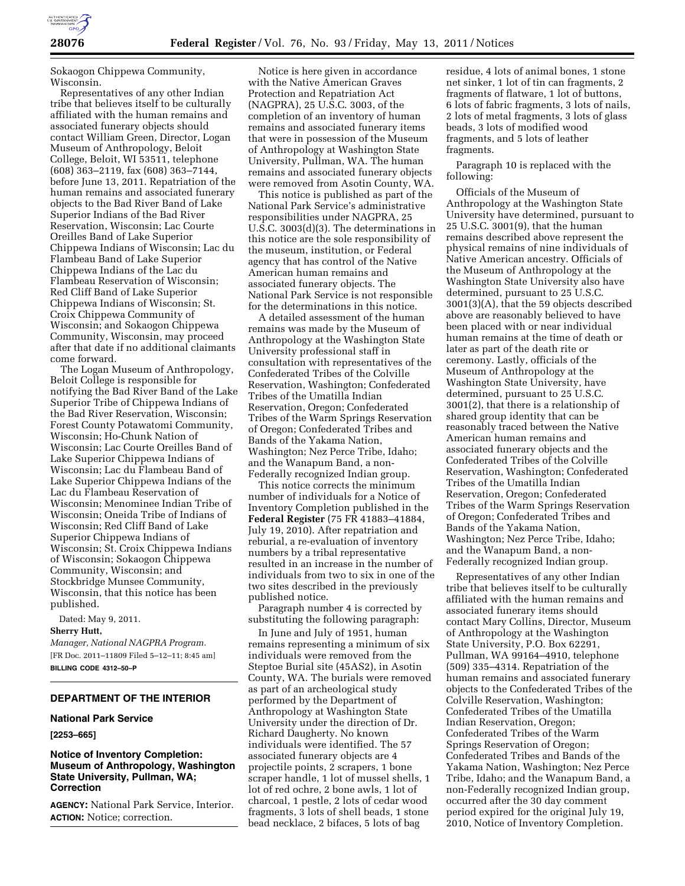Sokaogon Chippewa Community, Wisconsin.

Representatives of any other Indian tribe that believes itself to be culturally affiliated with the human remains and associated funerary objects should contact William Green, Director, Logan Museum of Anthropology, Beloit College, Beloit, WI 53511, telephone (608) 363–2119, fax (608) 363–7144, before June 13, 2011. Repatriation of the human remains and associated funerary objects to the Bad River Band of Lake Superior Indians of the Bad River Reservation, Wisconsin; Lac Courte Oreilles Band of Lake Superior Chippewa Indians of Wisconsin; Lac du Flambeau Band of Lake Superior Chippewa Indians of the Lac du Flambeau Reservation of Wisconsin; Red Cliff Band of Lake Superior Chippewa Indians of Wisconsin; St. Croix Chippewa Community of Wisconsin; and Sokaogon Chippewa Community, Wisconsin, may proceed after that date if no additional claimants come forward.

The Logan Museum of Anthropology, Beloit College is responsible for notifying the Bad River Band of the Lake Superior Tribe of Chippewa Indians of the Bad River Reservation, Wisconsin; Forest County Potawatomi Community, Wisconsin; Ho-Chunk Nation of Wisconsin; Lac Courte Oreilles Band of Lake Superior Chippewa Indians of Wisconsin; Lac du Flambeau Band of Lake Superior Chippewa Indians of the Lac du Flambeau Reservation of Wisconsin; Menominee Indian Tribe of Wisconsin; Oneida Tribe of Indians of Wisconsin; Red Cliff Band of Lake Superior Chippewa Indians of Wisconsin; St. Croix Chippewa Indians of Wisconsin; Sokaogon Chippewa Community, Wisconsin; and Stockbridge Munsee Community, Wisconsin, that this notice has been published.

Dated: May 9, 2011.

**Sherry Hutt,**

*Manager, National NAGPRA Program.*

[FR Doc. 2011–11809 Filed 5–12–11; 8:45 am]

**BILLING CODE 4312–50–P**

## DEPARTMENT OF THE INTERIOR

### National Park Service

**[2253–665]**

### Notice of Inventory Completion: Museum of Anthropology, Washington State University, Pullman, WA; Correction

**AGENCY:** National Park Service, Interior.

**ACTION:** Notice; correction.

Notice is here given in accordance with the Native American Graves Protection and Repatriation Act (NAGPRA), 25 U.S.C. 3003, of the completion of an inventory of human remains and associated funerary items that were in possession of the Museum of Anthropology at Washington State University, Pullman, WA. The human remains and associated funerary objects were removed from Asotin County, WA.

This notice is published as part of the National Park Service's administrative responsibilities under NAGPRA, 25 U.S.C. 3003(d)(3). The determinations in this notice are the sole responsibility of the museum, institution, or Federal agency that has control of the Native American human remains and associated funerary objects. The National Park Service is not responsible for the determinations in this notice.

A detailed assessment of the human remains was made by the Museum of Anthropology at the Washington State University professional staff in consultation with representatives of the Confederated Tribes of the Colville Reservation, Washington; Confederated Tribes of the Umatilla Indian Reservation, Oregon; Confederated Tribes of the Warm Springs Reservation of Oregon; Confederated Tribes and Bands of the Yakama Nation, Washington; Nez Perce Tribe, Idaho; and the Wanapum Band, a non-Federally recognized Indian group.

This notice corrects the minimum number of individuals for a Notice of Inventory Completion published in the **Federal Register** (75 FR 41883–41884, July 19, 2010). After repatriation and reburial, a re-evaluation of inventory numbers by a tribal representative resulted in an increase in the number of individuals from two to six in one of the two sites described in the previously published notice.

Paragraph number 4 is corrected by substituting the following paragraph:

In June and July of 1951, human remains representing a minimum of six individuals were removed from the Steptoe Burial site (45AS2), in Asotin County, WA. The burials were removed as part of an archeological study performed by the Department of Anthropology at Washington State University under the direction of Dr. Richard Daugherty. No known individuals were identified. The 57 associated funerary objects are 4 projectile points, 2 scrapers, 1 bone scraper handle, 1 lot of mussel shells, 1 lot of red ochre, 2 bone awls, 1 lot of charcoal, 1 pestle, 2 lots of cedar wood fragments, 3 lots of shell beads, 1 stone bead necklace, 2 bifaces, 5 lots of bag residue, 4 lots of animal bones, 1 stone net sinker, 1 lot of tin can fragments, 2 fragments of flatware, 1 lot of buttons, 6 lots of fabric fragments, 3 lots of nails, 2 lots of metal fragments, 3 lots of glass beads, 3 lots of modified wood fragments, and 5 lots of leather fragments.

Paragraph 10 is replaced with the following:

Officials of the Museum of Anthropology at the Washington State University have determined, pursuant to 25 U.S.C. 3001(9), that the human remains described above represent the physical remains of nine individuals of Native American ancestry. Officials of the Museum of Anthropology at the Washington State University also have determined, pursuant to 25 U.S.C. 3001(3)(A), that the 59 objects described above are reasonably believed to have been placed with or near individual human remains at the time of death or later as part of the death rite or ceremony. Lastly, officials of the Museum of Anthropology at the Washington State University, have determined, pursuant to 25 U.S.C. 3001(2), that there is a relationship of shared group identity that can be reasonably traced between the Native American human remains and associated funerary objects and the Confederated Tribes of the Colville Reservation, Washington; Confederated Tribes of the Umatilla Indian Reservation, Oregon; Confederated Tribes of the Warm Springs Reservation of Oregon; Confederated Tribes and Bands of the Yakama Nation, Washington; Nez Perce Tribe, Idaho; and the Wanapum Band, a non-Federally recognized Indian group.

Representatives of any other Indian tribe that believes itself to be culturally affiliated with the human remains and associated funerary items should contact Mary Collins, Director, Museum of Anthropology at the Washington State University, P.O. Box 62291, Pullman, WA 99164–4910, telephone (509) 335–4314. Repatriation of the human remains and associated funerary objects to the Confederated Tribes of the Colville Reservation, Washington; Confederated Tribes of the Umatilla Indian Reservation, Oregon; Confederated Tribes of the Warm Springs Reservation of Oregon; Confederated Tribes and Bands of the Yakama Nation, Washington; Nez Perce Tribe, Idaho; and the Wanapum Band, a non-Federally recognized Indian group, occurred after the 30 day comment period expired for the original July 19, 2010, Notice of Inventory Completion.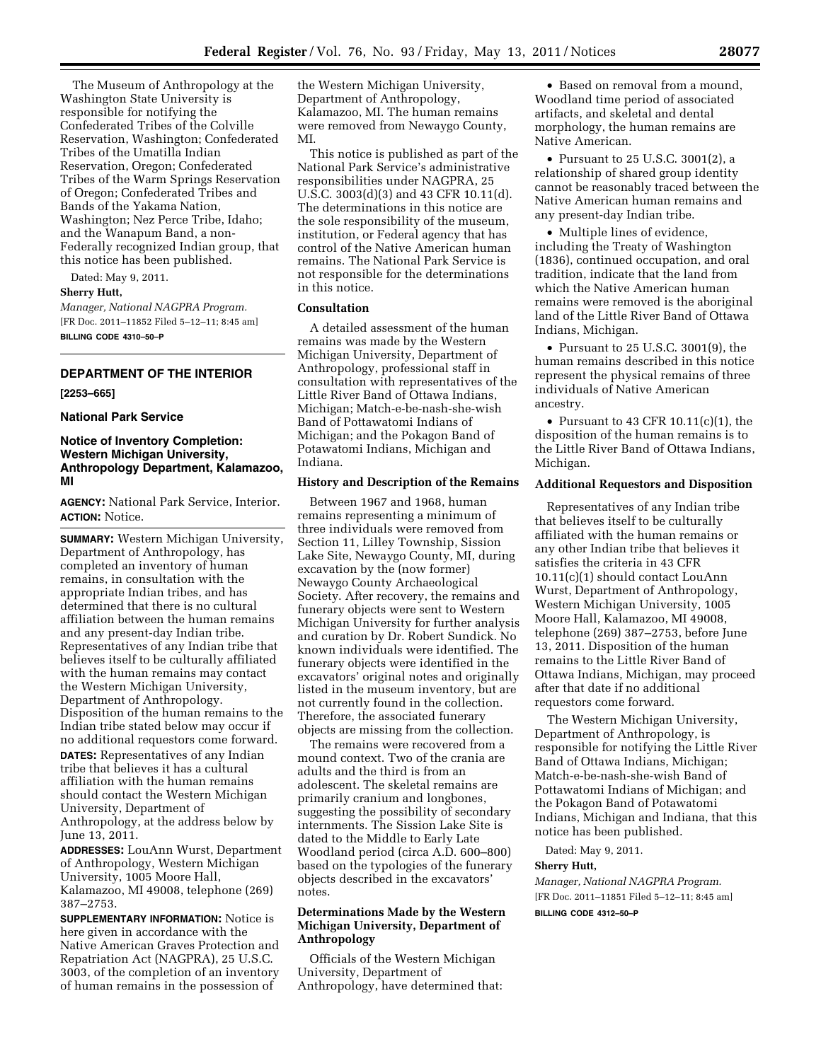The Museum of Anthropology at the Washington State University is responsible for notifying the Confederated Tribes of the Colville Reservation, Washington; Confederated Tribes of the Umatilla Indian Reservation, Oregon; Confederated Tribes of the Warm Springs Reservation of Oregon; Confederated Tribes and Bands of the Yakama Nation, Washington; Nez Perce Tribe, Idaho; and the Wanapum Band, a non-Federally recognized Indian group, that this notice has been published.

Dated: May 9, 2011.

**Sherry Hutt,**

*Manager, National NAGPRA Program.*

[FR Doc. 2011–11852 Filed 5–12–11; 8:45 am]

**BILLING CODE 4310–50–P**

---

## DEPARTMENT OF THE INTERIOR

**[2253–665]**

### National Park Service

### Notice of Inventory Completion: Western Michigan University, Anthropology Department, Kalamazoo, MI

**AGENCY:** National Park Service, Interior.

**ACTION:** Notice.

**SUMMARY:** Western Michigan University, Department of Anthropology, has completed an inventory of human remains, in consultation with the appropriate Indian tribes, and has determined that there is no cultural affiliation between the human remains and any present-day Indian tribe. Representatives of any Indian tribe that believes itself to be culturally affiliated with the human remains may contact the Western Michigan University, Department of Anthropology. Disposition of the human remains to the Indian tribe stated below may occur if no additional requestors come forward.

**DATES:** Representatives of any Indian tribe that believes it has a cultural affiliation with the human remains should contact the Western Michigan University, Department of Anthropology, at the address below by June 13, 2011.

**ADDRESSES:** LouAnn Wurst, Department of Anthropology, Western Michigan University, 1005 Moore Hall, Kalamazoo, MI 49008, telephone (269) 387–2753.

**SUPPLEMENTARY INFORMATION:** Notice is here given in accordance with the Native American Graves Protection and Repatriation Act (NAGPRA), 25 U.S.C. 3003, of the completion of an inventory of human remains in the possession of the Western Michigan University, Department of Anthropology, Kalamazoo, MI. The human remains were removed from Newaygo County, MI.

This notice is published as part of the National Park Service's administrative responsibilities under NAGPRA, 25 U.S.C. 3003(d)(3) and 43 CFR 10.11(d). The determinations in this notice are the sole responsibility of the museum, institution, or Federal agency that has control of the Native American human remains. The National Park Service is not responsible for the determinations in this notice.

#### Consultation

A detailed assessment of the human remains was made by the Western Michigan University, Department of Anthropology, professional staff in consultation with representatives of the Little River Band of Ottawa Indians, Michigan; Match-e-be-nash-she-wish Band of Pottawatomi Indians of Michigan; and the Pokagon Band of Potawatomi Indians, Michigan and Indiana.

#### History and Description of the Remains

Between 1967 and 1968, human remains representing a minimum of three individuals were removed from Section 11, Lilley Township, Sission Lake Site, Newaygo County, MI, during excavation by the (now former) Newaygo County Archaeological Society. After recovery, the remains and funerary objects were sent to Western Michigan University for further analysis and curation by Dr. Robert Sundick. No known individuals were identified. The funerary objects were identified in the excavators' original notes and originally listed in the museum inventory, but are not currently found in the collection. Therefore, the associated funerary objects are missing from the collection.

The remains were recovered from a mound context. Two of the crania are adults and the third is from an adolescent. The skeletal remains are primarily cranium and longbones, suggesting the possibility of secondary internments. The Sission Lake Site is dated to the Middle to Early Late Woodland period (circa A.D. 600–800) based on the typologies of the funerary objects described in the excavators' notes.

#### Determinations Made by the Western Michigan University, Department of Anthropology

Officials of the Western Michigan University, Department of Anthropology, have determined that:

- Based on removal from a mound, Woodland time period of associated artifacts, and skeletal and dental morphology, the human remains are Native American.
- Pursuant to 25 U.S.C. 3001(2), a relationship of shared group identity cannot be reasonably traced between the Native American human remains and any present-day Indian tribe.
- Multiple lines of evidence, including the Treaty of Washington (1836), continued occupation, and oral tradition, indicate that the land from which the Native American human remains were removed is the aboriginal land of the Little River Band of Ottawa Indians, Michigan.
- Pursuant to 25 U.S.C. 3001(9), the human remains described in this notice represent the physical remains of three individuals of Native American ancestry.
- Pursuant to 43 CFR 10.11(c)(1), the disposition of the human remains is to the Little River Band of Ottawa Indians, Michigan.

#### Additional Requestors and Disposition

Representatives of any Indian tribe that believes itself to be culturally affiliated with the human remains or any other Indian tribe that believes it satisfies the criteria in 43 CFR 10.11(c)(1) should contact LouAnn Wurst, Department of Anthropology, Western Michigan University, 1005 Moore Hall, Kalamazoo, MI 49008, telephone (269) 387–2753, before June 13, 2011. Disposition of the human remains to the Little River Band of Ottawa Indians, Michigan, may proceed after that date if no additional requestors come forward.

The Western Michigan University, Department of Anthropology, is responsible for notifying the Little River Band of Ottawa Indians, Michigan; Match-e-be-nash-she-wish Band of Pottawatomi Indians of Michigan; and the Pokagon Band of Potawatomi Indians, Michigan and Indiana, that this notice has been published.

Dated: May 9, 2011.

**Sherry Hutt,**

*Manager, National NAGPRA Program.*

[FR Doc. 2011–11851 Filed 5–12–11; 8:45 am]

**BILLING CODE 4312–50–P**